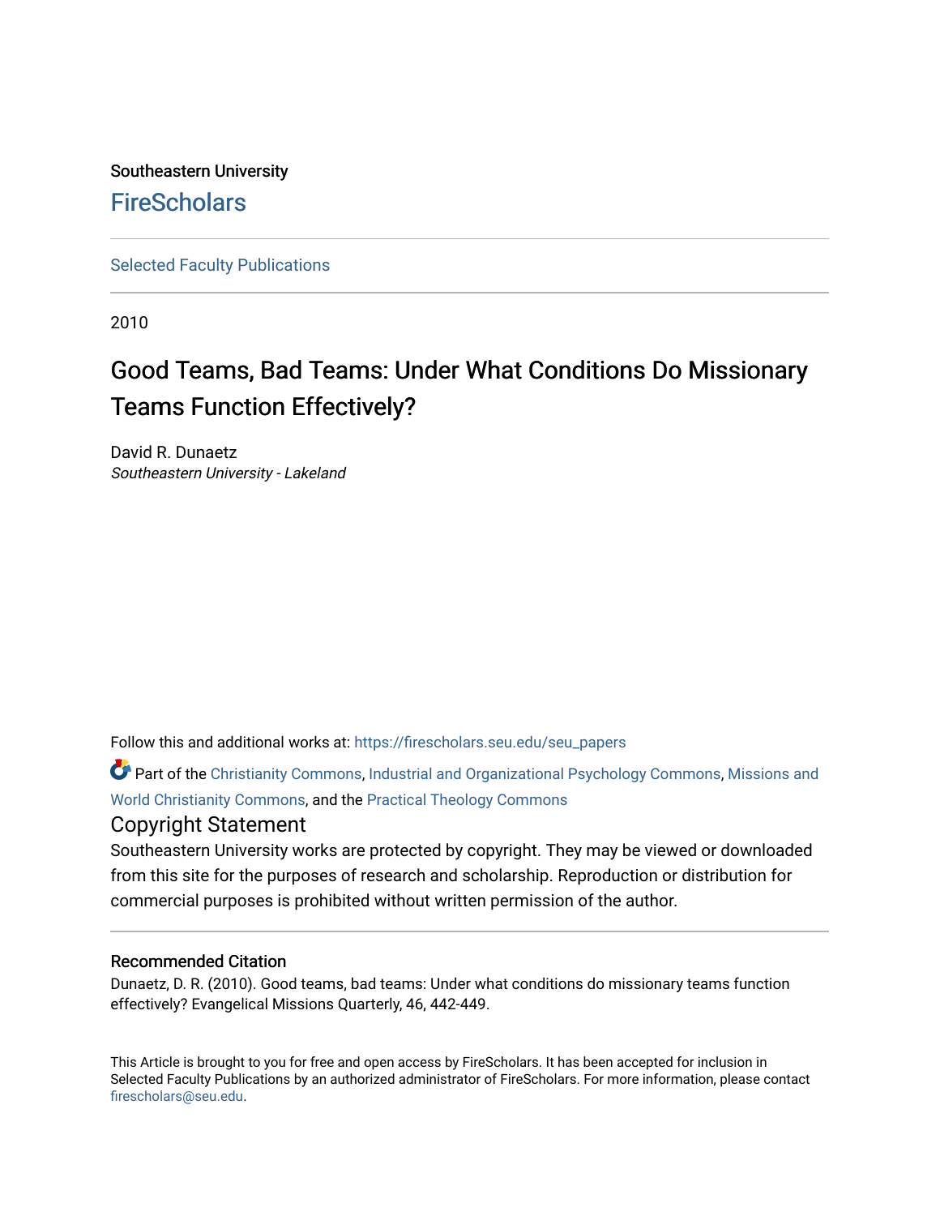Southeastern University

# FireScholars

Selected Faculty Publications

2010

## Good Teams, Bad Teams: Under What Conditions Do Missionary Teams Function Effectively?

David R. Dunaetz
*Southeastern University - Lakeland*

Follow this and additional works at: https://firescholars.seu.edu/seu_papers

Part of the Christianity Commons, Industrial and Organizational Psychology Commons, Missions and World Christianity Commons, and the Practical Theology Commons

### Copyright Statement

Southeastern University works are protected by copyright. They may be viewed or downloaded from this site for the purposes of research and scholarship. Reproduction or distribution for commercial purposes is prohibited without written permission of the author.

### Recommended Citation

Dunaetz, D. R. (2010). Good teams, bad teams: Under what conditions do missionary teams function effectively? Evangelical Missions Quarterly, 46, 442-449.

This Article is brought to you for free and open access by FireScholars. It has been accepted for inclusion in Selected Faculty Publications by an authorized administrator of FireScholars. For more information, please contact firescholars@seu.edu.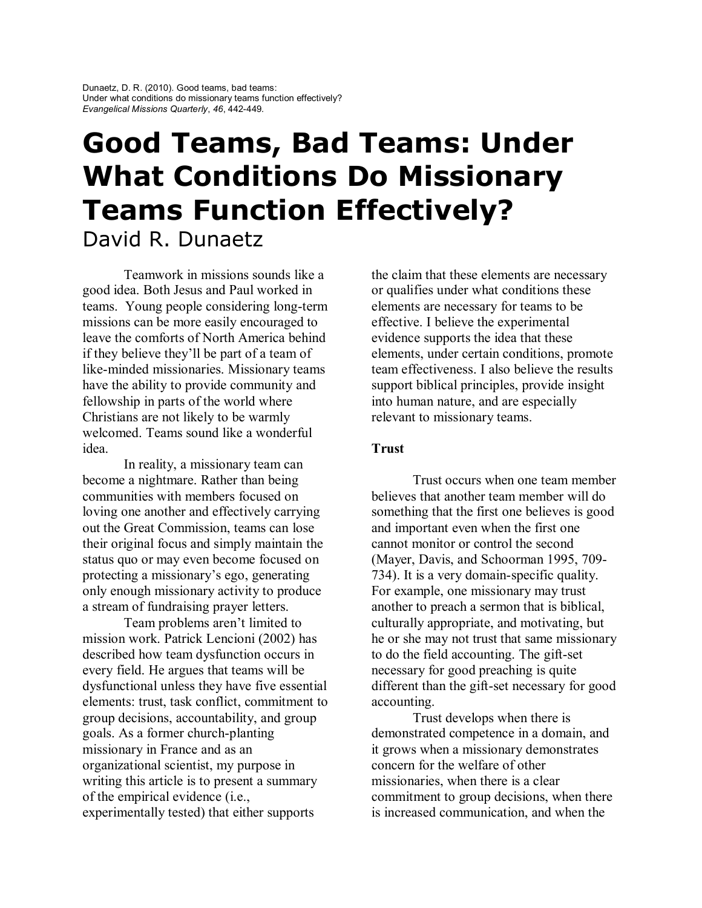Dunaetz, D. R. (2010). Good teams, bad teams: Under what conditions do missionary teams function effectively? *Evangelical Missions Quarterly*, *46*, 442-449.

# Good Teams, Bad Teams: Under What Conditions Do Missionary Teams Function Effectively?

David R. Dunaetz

Teamwork in missions sounds like a good idea. Both Jesus and Paul worked in teams. Young people considering long-term missions can be more easily encouraged to leave the comforts of North America behind if they believe they'll be part of a team of like-minded missionaries. Missionary teams have the ability to provide community and fellowship in parts of the world where Christians are not likely to be warmly welcomed. Teams sound like a wonderful idea.

In reality, a missionary team can become a nightmare. Rather than being communities with members focused on loving one another and effectively carrying out the Great Commission, teams can lose their original focus and simply maintain the status quo or may even become focused on protecting a missionary's ego, generating only enough missionary activity to produce a stream of fundraising prayer letters.

Team problems aren't limited to mission work. Patrick Lencioni (2002) has described how team dysfunction occurs in every field. He argues that teams will be dysfunctional unless they have five essential elements: trust, task conflict, commitment to group decisions, accountability, and group goals. As a former church-planting missionary in France and as an organizational scientist, my purpose in writing this article is to present a summary of the empirical evidence (i.e., experimentally tested) that either supports the claim that these elements are necessary or qualifies under what conditions these elements are necessary for teams to be effective. I believe the experimental evidence supports the idea that these elements, under certain conditions, promote team effectiveness. I also believe the results support biblical principles, provide insight into human nature, and are especially relevant to missionary teams.

**Trust**

Trust occurs when one team member believes that another team member will do something that the first one believes is good and important even when the first one cannot monitor or control the second (Mayer, Davis, and Schoorman 1995, 709-734). It is a very domain-specific quality. For example, one missionary may trust another to preach a sermon that is biblical, culturally appropriate, and motivating, but he or she may not trust that same missionary to do the field accounting. The gift-set necessary for good preaching is quite different than the gift-set necessary for good accounting.

Trust develops when there is demonstrated competence in a domain, and it grows when a missionary demonstrates concern for the welfare of other missionaries, when there is a clear commitment to group decisions, when there is increased communication, and when the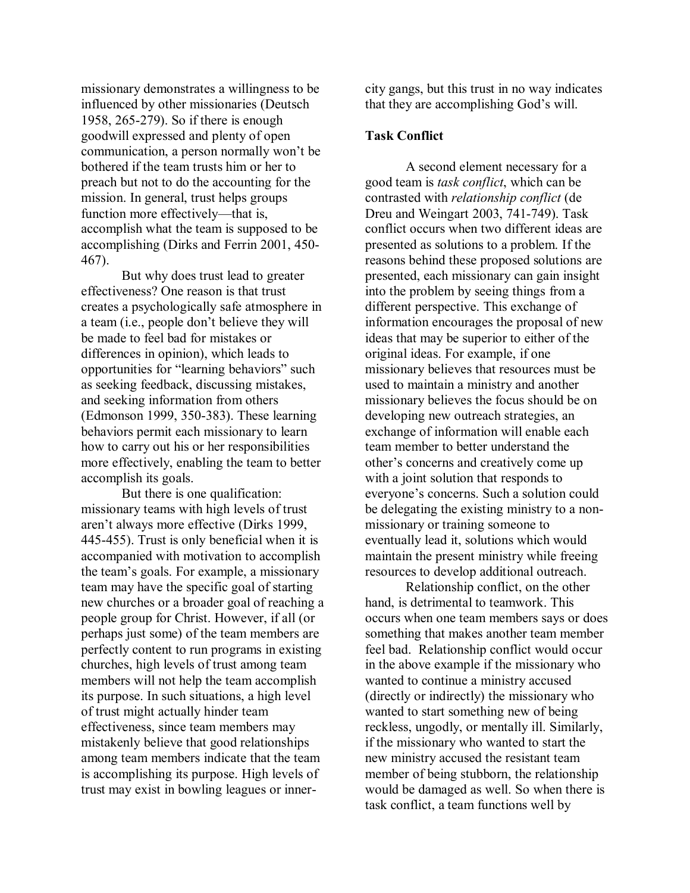missionary demonstrates a willingness to be influenced by other missionaries (Deutsch 1958, 265-279). So if there is enough goodwill expressed and plenty of open communication, a person normally won't be bothered if the team trusts him or her to preach but not to do the accounting for the mission. In general, trust helps groups function more effectively—that is, accomplish what the team is supposed to be accomplishing (Dirks and Ferrin 2001, 450-467).

But why does trust lead to greater effectiveness? One reason is that trust creates a psychologically safe atmosphere in a team (i.e., people don't believe they will be made to feel bad for mistakes or differences in opinion), which leads to opportunities for "learning behaviors" such as seeking feedback, discussing mistakes, and seeking information from others (Edmonson 1999, 350-383). These learning behaviors permit each missionary to learn how to carry out his or her responsibilities more effectively, enabling the team to better accomplish its goals.

But there is one qualification: missionary teams with high levels of trust aren't always more effective (Dirks 1999, 445-455). Trust is only beneficial when it is accompanied with motivation to accomplish the team's goals. For example, a missionary team may have the specific goal of starting new churches or a broader goal of reaching a people group for Christ. However, if all (or perhaps just some) of the team members are perfectly content to run programs in existing churches, high levels of trust among team members will not help the team accomplish its purpose. In such situations, a high level of trust might actually hinder team effectiveness, since team members may mistakenly believe that good relationships among team members indicate that the team is accomplishing its purpose. High levels of trust may exist in bowling leagues or inner-city gangs, but this trust in no way indicates that they are accomplishing God's will.

**Task Conflict**

A second element necessary for a good team is *task conflict*, which can be contrasted with *relationship conflict* (de Dreu and Weingart 2003, 741-749). Task conflict occurs when two different ideas are presented as solutions to a problem. If the reasons behind these proposed solutions are presented, each missionary can gain insight into the problem by seeing things from a different perspective. This exchange of information encourages the proposal of new ideas that may be superior to either of the original ideas. For example, if one missionary believes that resources must be used to maintain a ministry and another missionary believes the focus should be on developing new outreach strategies, an exchange of information will enable each team member to better understand the other's concerns and creatively come up with a joint solution that responds to everyone's concerns. Such a solution could be delegating the existing ministry to a non-missionary or training someone to eventually lead it, solutions which would maintain the present ministry while freeing resources to develop additional outreach.

Relationship conflict, on the other hand, is detrimental to teamwork. This occurs when one team members says or does something that makes another team member feel bad. Relationship conflict would occur in the above example if the missionary who wanted to continue a ministry accused (directly or indirectly) the missionary who wanted to start something new of being reckless, ungodly, or mentally ill. Similarly, if the missionary who wanted to start the new ministry accused the resistant team member of being stubborn, the relationship would be damaged as well. So when there is task conflict, a team functions well by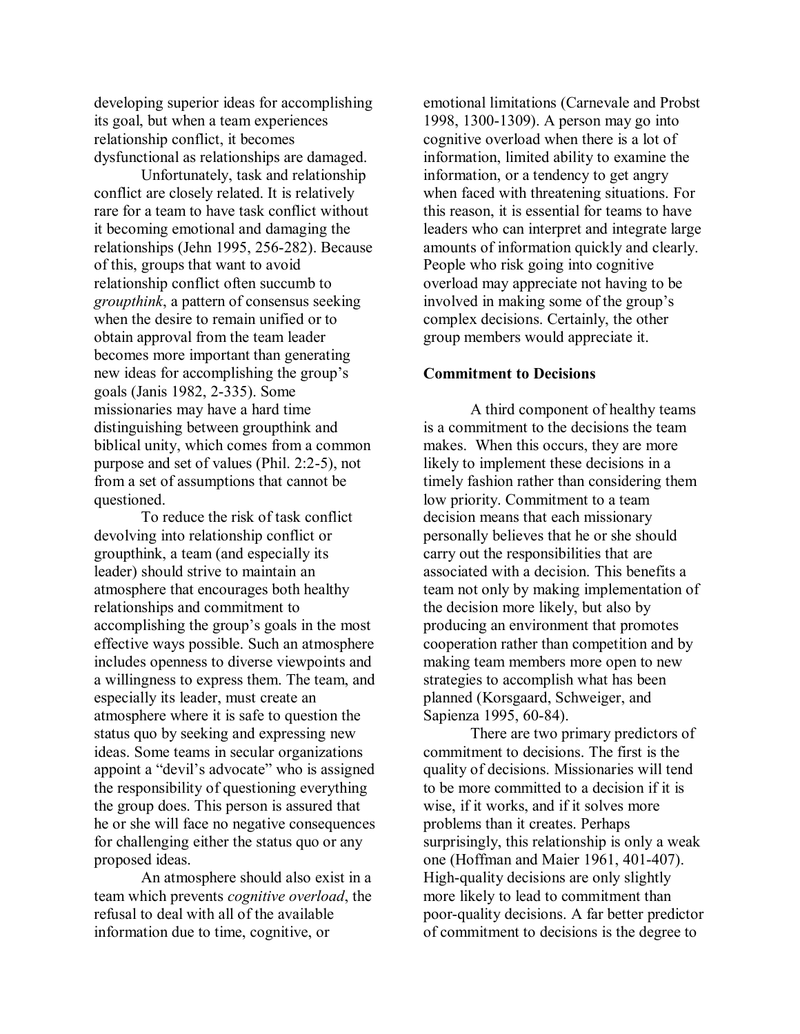developing superior ideas for accomplishing its goal, but when a team experiences relationship conflict, it becomes dysfunctional as relationships are damaged.

Unfortunately, task and relationship conflict are closely related. It is relatively rare for a team to have task conflict without it becoming emotional and damaging the relationships (Jehn 1995, 256-282). Because of this, groups that want to avoid relationship conflict often succumb to *groupthink*, a pattern of consensus seeking when the desire to remain unified or to obtain approval from the team leader becomes more important than generating new ideas for accomplishing the group's goals (Janis 1982, 2-335). Some missionaries may have a hard time distinguishing between groupthink and biblical unity, which comes from a common purpose and set of values (Phil. 2:2-5), not from a set of assumptions that cannot be questioned.

To reduce the risk of task conflict devolving into relationship conflict or groupthink, a team (and especially its leader) should strive to maintain an atmosphere that encourages both healthy relationships and commitment to accomplishing the group's goals in the most effective ways possible. Such an atmosphere includes openness to diverse viewpoints and a willingness to express them. The team, and especially its leader, must create an atmosphere where it is safe to question the status quo by seeking and expressing new ideas. Some teams in secular organizations appoint a "devil's advocate" who is assigned the responsibility of questioning everything the group does. This person is assured that he or she will face no negative consequences for challenging either the status quo or any proposed ideas.

An atmosphere should also exist in a team which prevents *cognitive overload*, the refusal to deal with all of the available information due to time, cognitive, or emotional limitations (Carnevale and Probst 1998, 1300-1309). A person may go into cognitive overload when there is a lot of information, limited ability to examine the information, or a tendency to get angry when faced with threatening situations. For this reason, it is essential for teams to have leaders who can interpret and integrate large amounts of information quickly and clearly. People who risk going into cognitive overload may appreciate not having to be involved in making some of the group's complex decisions. Certainly, the other group members would appreciate it.

**Commitment to Decisions**

A third component of healthy teams is a commitment to the decisions the team makes. When this occurs, they are more likely to implement these decisions in a timely fashion rather than considering them low priority. Commitment to a team decision means that each missionary personally believes that he or she should carry out the responsibilities that are associated with a decision. This benefits a team not only by making implementation of the decision more likely, but also by producing an environment that promotes cooperation rather than competition and by making team members more open to new strategies to accomplish what has been planned (Korsgaard, Schweiger, and Sapienza 1995, 60-84).

There are two primary predictors of commitment to decisions. The first is the quality of decisions. Missionaries will tend to be more committed to a decision if it is wise, if it works, and if it solves more problems than it creates. Perhaps surprisingly, this relationship is only a weak one (Hoffman and Maier 1961, 401-407). High-quality decisions are only slightly more likely to lead to commitment than poor-quality decisions. A far better predictor of commitment to decisions is the degree to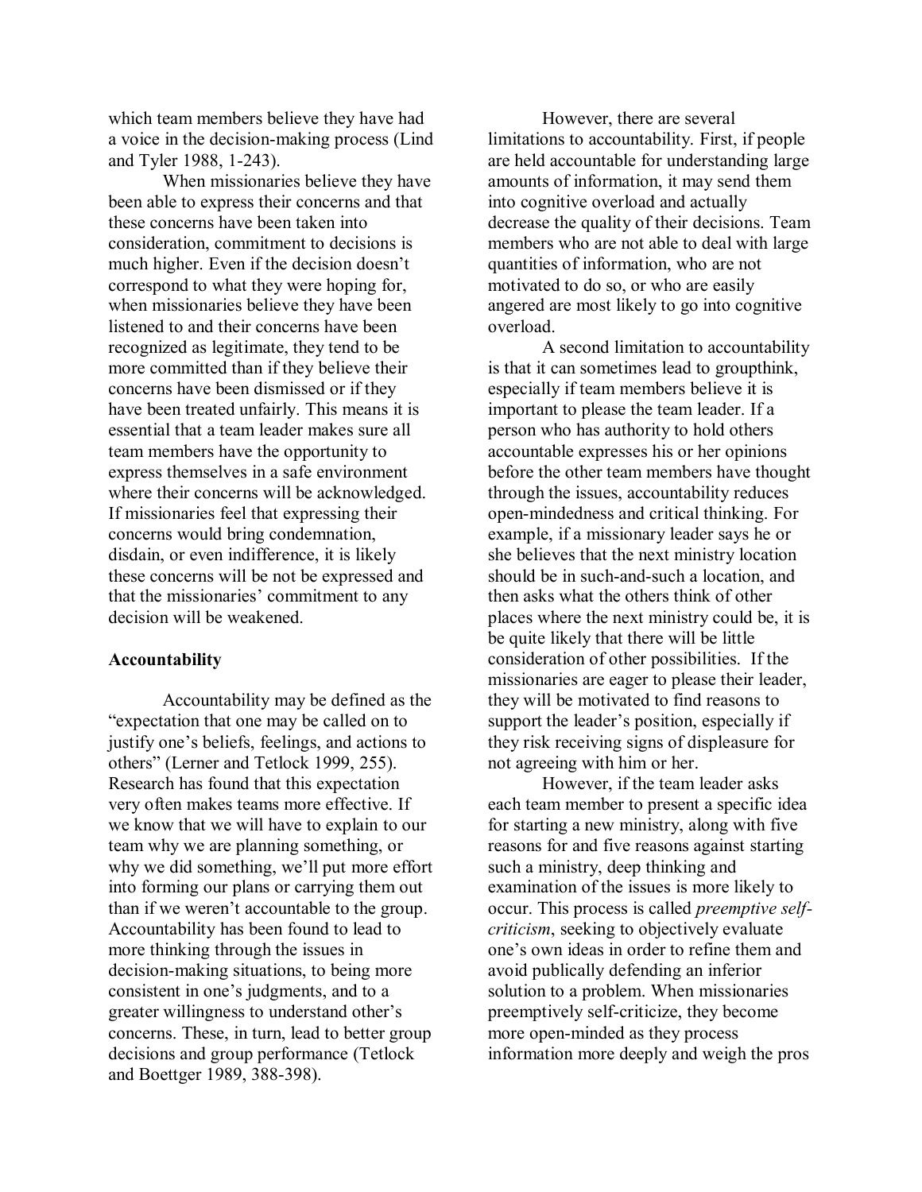which team members believe they have had a voice in the decision-making process (Lind and Tyler 1988, 1-243).

When missionaries believe they have been able to express their concerns and that these concerns have been taken into consideration, commitment to decisions is much higher. Even if the decision doesn't correspond to what they were hoping for, when missionaries believe they have been listened to and their concerns have been recognized as legitimate, they tend to be more committed than if they believe their concerns have been dismissed or if they have been treated unfairly. This means it is essential that a team leader makes sure all team members have the opportunity to express themselves in a safe environment where their concerns will be acknowledged. If missionaries feel that expressing their concerns would bring condemnation, disdain, or even indifference, it is likely these concerns will be not be expressed and that the missionaries' commitment to any decision will be weakened.

**Accountability**

Accountability may be defined as the "expectation that one may be called on to justify one's beliefs, feelings, and actions to others" (Lerner and Tetlock 1999, 255). Research has found that this expectation very often makes teams more effective. If we know that we will have to explain to our team why we are planning something, or why we did something, we'll put more effort into forming our plans or carrying them out than if we weren't accountable to the group. Accountability has been found to lead to more thinking through the issues in decision-making situations, to being more consistent in one's judgments, and to a greater willingness to understand other's concerns. These, in turn, lead to better group decisions and group performance (Tetlock and Boettger 1989, 388-398).

However, there are several limitations to accountability. First, if people are held accountable for understanding large amounts of information, it may send them into cognitive overload and actually decrease the quality of their decisions. Team members who are not able to deal with large quantities of information, who are not motivated to do so, or who are easily angered are most likely to go into cognitive overload.

A second limitation to accountability is that it can sometimes lead to groupthink, especially if team members believe it is important to please the team leader. If a person who has authority to hold others accountable expresses his or her opinions before the other team members have thought through the issues, accountability reduces open-mindedness and critical thinking. For example, if a missionary leader says he or she believes that the next ministry location should be in such-and-such a location, and then asks what the others think of other places where the next ministry could be, it is be quite likely that there will be little consideration of other possibilities. If the missionaries are eager to please their leader, they will be motivated to find reasons to support the leader's position, especially if they risk receiving signs of displeasure for not agreeing with him or her.

However, if the team leader asks each team member to present a specific idea for starting a new ministry, along with five reasons for and five reasons against starting such a ministry, deep thinking and examination of the issues is more likely to occur. This process is called *preemptive self-criticism*, seeking to objectively evaluate one's own ideas in order to refine them and avoid publically defending an inferior solution to a problem. When missionaries preemptively self-criticize, they become more open-minded as they process information more deeply and weigh the pros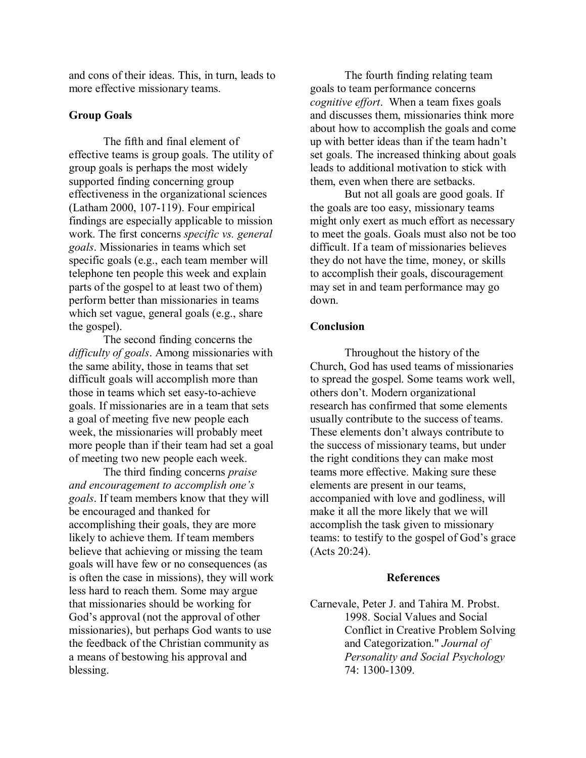and cons of their ideas. This, in turn, leads to more effective missionary teams.

**Group Goals**

The fifth and final element of effective teams is group goals. The utility of group goals is perhaps the most widely supported finding concerning group effectiveness in the organizational sciences (Latham 2000, 107-119). Four empirical findings are especially applicable to mission work. The first concerns *specific vs. general goals*. Missionaries in teams which set specific goals (e.g., each team member will telephone ten people this week and explain parts of the gospel to at least two of them) perform better than missionaries in teams which set vague, general goals (e.g., share the gospel).

The second finding concerns the *difficulty of goals*. Among missionaries with the same ability, those in teams that set difficult goals will accomplish more than those in teams which set easy-to-achieve goals. If missionaries are in a team that sets a goal of meeting five new people each week, the missionaries will probably meet more people than if their team had set a goal of meeting two new people each week.

The third finding concerns *praise and encouragement to accomplish one's goals*. If team members know that they will be encouraged and thanked for accomplishing their goals, they are more likely to achieve them. If team members believe that achieving or missing the team goals will have few or no consequences (as is often the case in missions), they will work less hard to reach them. Some may argue that missionaries should be working for God's approval (not the approval of other missionaries), but perhaps God wants to use the feedback of the Christian community as a means of bestowing his approval and blessing.

The fourth finding relating team goals to team performance concerns *cognitive effort*. When a team fixes goals and discusses them, missionaries think more about how to accomplish the goals and come up with better ideas than if the team hadn't set goals. The increased thinking about goals leads to additional motivation to stick with them, even when there are setbacks.

But not all goals are good goals. If the goals are too easy, missionary teams might only exert as much effort as necessary to meet the goals. Goals must also not be too difficult. If a team of missionaries believes they do not have the time, money, or skills to accomplish their goals, discouragement may set in and team performance may go down.

**Conclusion**

Throughout the history of the Church, God has used teams of missionaries to spread the gospel. Some teams work well, others don't. Modern organizational research has confirmed that some elements usually contribute to the success of teams. These elements don't always contribute to the success of missionary teams, but under the right conditions they can make most teams more effective. Making sure these elements are present in our teams, accompanied with love and godliness, will make it all the more likely that we will accomplish the task given to missionary teams: to testify to the gospel of God's grace (Acts 20:24).

**References**

Carnevale, Peter J. and Tahira M. Probst. 1998. Social Values and Social Conflict in Creative Problem Solving and Categorization." *Journal of Personality and Social Psychology* 74: 1300-1309.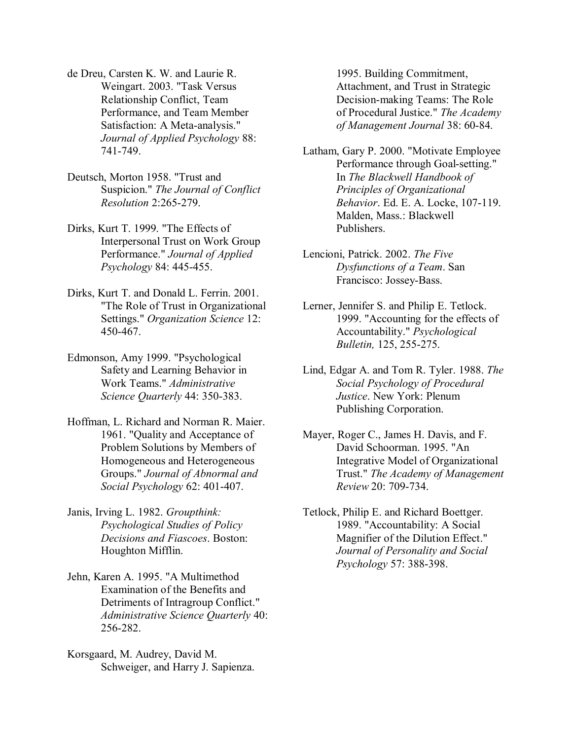de Dreu, Carsten K. W. and Laurie R. Weingart. 2003. "Task Versus Relationship Conflict, Team Performance, and Team Member Satisfaction: A Meta-analysis." *Journal of Applied Psychology* 88: 741-749.

Deutsch, Morton 1958. "Trust and Suspicion." *The Journal of Conflict Resolution* 2:265-279.

Dirks, Kurt T. 1999. "The Effects of Interpersonal Trust on Work Group Performance." *Journal of Applied Psychology* 84: 445-455.

Dirks, Kurt T. and Donald L. Ferrin. 2001. "The Role of Trust in Organizational Settings." *Organization Science* 12: 450-467.

Edmonson, Amy 1999. "Psychological Safety and Learning Behavior in Work Teams." *Administrative Science Quarterly* 44: 350-383.

Hoffman, L. Richard and Norman R. Maier. 1961. "Quality and Acceptance of Problem Solutions by Members of Homogeneous and Heterogeneous Groups." *Journal of Abnormal and Social Psychology* 62: 401-407.

Janis, Irving L. 1982. *Groupthink: Psychological Studies of Policy Decisions and Fiascoes*. Boston: Houghton Mifflin.

Jehn, Karen A. 1995. "A Multimethod Examination of the Benefits and Detriments of Intragroup Conflict." *Administrative Science Quarterly* 40: 256-282.

Korsgaard, M. Audrey, David M. Schweiger, and Harry J. Sapienza. 1995. Building Commitment, Attachment, and Trust in Strategic Decision-making Teams: The Role of Procedural Justice." *The Academy of Management Journal* 38: 60-84.

Latham, Gary P. 2000. "Motivate Employee Performance through Goal-setting." In *The Blackwell Handbook of Principles of Organizational Behavior*. Ed. E. A. Locke, 107-119. Malden, Mass.: Blackwell Publishers.

Lencioni, Patrick. 2002. *The Five Dysfunctions of a Team*. San Francisco: Jossey-Bass.

Lerner, Jennifer S. and Philip E. Tetlock. 1999. "Accounting for the effects of Accountability." *Psychological Bulletin,* 125, 255-275.

Lind, Edgar A. and Tom R. Tyler. 1988. *The Social Psychology of Procedural Justice*. New York: Plenum Publishing Corporation.

Mayer, Roger C., James H. Davis, and F. David Schoorman. 1995. "An Integrative Model of Organizational Trust." *The Academy of Management Review* 20: 709-734.

Tetlock, Philip E. and Richard Boettger. 1989. "Accountability: A Social Magnifier of the Dilution Effect." *Journal of Personality and Social Psychology* 57: 388-398.